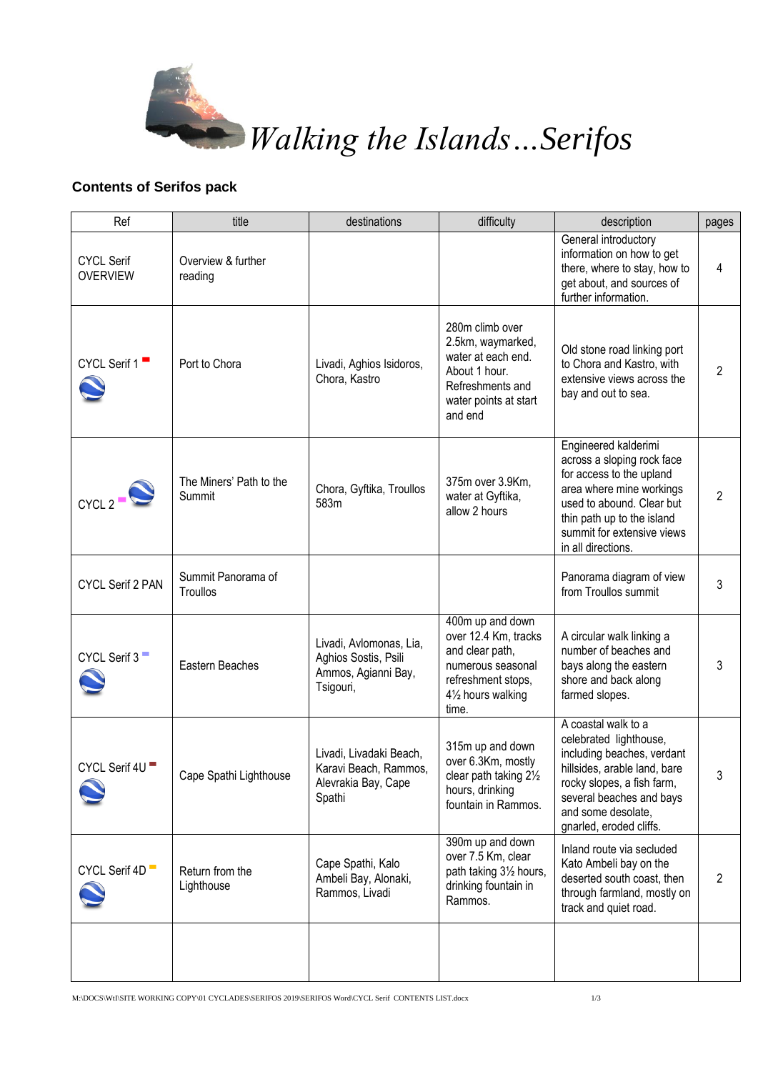# *Walking the Islands…Serifos*

## Contents of Serifos pack

| Ref | title | destinations | difficulty | description | pages |
|---|---|---|---|---|---|
| CYCL Serif OVERVIEW | Overview & further reading | | | General introductory information on how to get there, where to stay, how to get about, and sources of further information. | 4 |
| CYCL Serif 1 | Port to Chora | Livadi, Aghios Isidoros, Chora, Kastro | 280m climb over 2.5km, waymarked, water at each end. About 1 hour. Refreshments and water points at start and end | Old stone road linking port to Chora and Kastro, with extensive views across the bay and out to sea. | 2 |
| CYCL 2 | The Miners' Path to the Summit | Chora, Gyftika, Troullos 583m | 375m over 3.9Km, water at Gyftika, allow 2 hours | Engineered kalderimi across a sloping rock face for access to the upland area where mine workings used to abound. Clear but thin path up to the island summit for extensive views in all directions. | 2 |
| CYCL Serif 2 PAN | Summit Panorama of Troullos | | | Panorama diagram of view from Troullos summit | 3 |
| CYCL Serif 3 | Eastern Beaches | Livadi, Avlomonas, Lia, Aghios Sostis, Psili Ammos, Agianni Bay, Tsigouri, | 400m up and down over 12.4 Km, tracks and clear path, numerous seasonal refreshment stops, 4½ hours walking time. | A circular walk linking a number of beaches and bays along the eastern shore and back along farmed slopes. | 3 |
| CYCL Serif 4U | Cape Spathi Lighthouse | Livadi, Livadaki Beach, Karavi Beach, Rammos, Alevrakia Bay, Cape Spathi | 315m up and down over 6.3Km, mostly clear path taking 2½ hours, drinking fountain in Rammos. | A coastal walk to a celebrated lighthouse, including beaches, verdant hillsides, arable land, bare rocky slopes, a fish farm, several beaches and bays and some desolate, gnarled, eroded cliffs. | 3 |
| CYCL Serif 4D | Return from the Lighthouse | Cape Spathi, Kalo Ambeli Bay, Alonaki, Rammos, Livadi | 390m up and down over 7.5 Km, clear path taking 3½ hours, drinking fountain in Rammos. | Inland route via secluded Kato Ambeli bay on the deserted south coast, then through farmland, mostly on track and quiet road. | 2 |
| | | | | | |

M:\DOCS\WtI\SITE WORKING COPY\01 CYCLADES\SERIFOS 2019\SERIFOS Word\CYCL Serif CONTENTS LIST.docx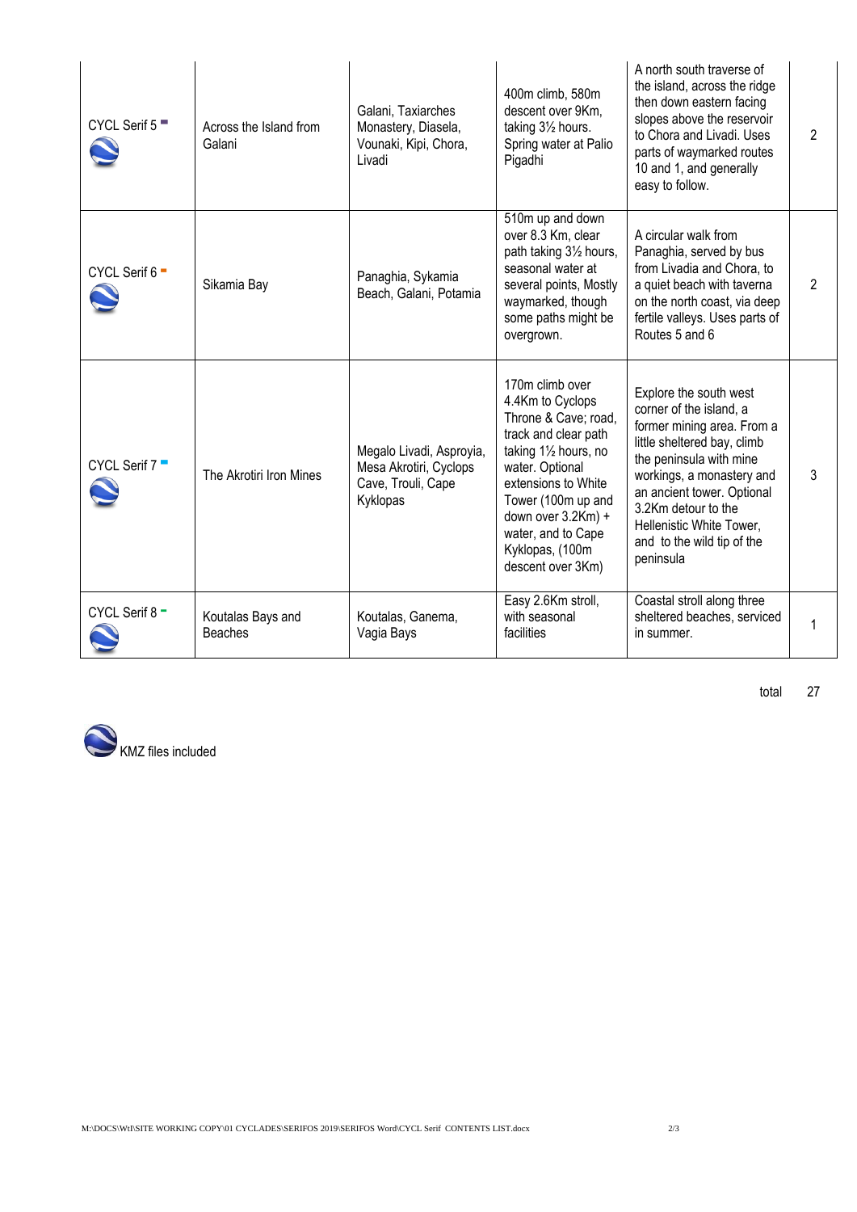| | | | | | |
|---|---|---|---|---|---|
| CYCL Serif 5 | Across the Island from Galani | Galani, Taxiarches Monastery, Diasela, Vounaki, Kipi, Chora, Livadi | 400m climb, 580m descent over 9Km, taking 3½ hours. Spring water at Palio Pigadhi | A north south traverse of the island, across the ridge then down eastern facing slopes above the reservoir to Chora and Livadi. Uses parts of waymarked routes 10 and 1, and generally easy to follow. | 2 |
| CYCL Serif 6 | Sikamia Bay | Panaghia, Sykamia Beach, Galani, Potamia | 510m up and down over 8.3 Km, clear path taking 3½ hours, seasonal water at several points, Mostly waymarked, though some paths might be overgrown. | A circular walk from Panaghia, served by bus from Livadia and Chora, to a quiet beach with taverna on the north coast, via deep fertile valleys. Uses parts of Routes 5 and 6 | 2 |
| CYCL Serif 7 | The Akrotiri Iron Mines | Megalo Livadi, Asproyia, Mesa Akrotiri, Cyclops Cave, Trouli, Cape Kyklopas | 170m climb over 4.4Km to Cyclops Throne & Cave; road, track and clear path taking 1½ hours, no water. Optional extensions to White Tower (100m up and down over 3.2Km) + water, and to Cape Kyklopas, (100m descent over 3Km) | Explore the south west corner of the island, a former mining area. From a little sheltered bay, climb the peninsula with mine workings, a monastery and an ancient tower. Optional 3.2Km detour to the Hellenistic White Tower, and to the wild tip of the peninsula | 3 |
| CYCL Serif 8 | Koutalas Bays and Beaches | Koutalas, Ganema, Vagia Bays | Easy 2.6Km stroll, with seasonal facilities | Coastal stroll along three sheltered beaches, serviced in summer. | 1 |
| | | | | total | 27 |

KMZ files included

M:\DOCS\WtI\SITE WORKING COPY\01 CYCLADES\SERIFOS 2019\SERIFOS Word\CYCL Serif CONTENTS LIST.docx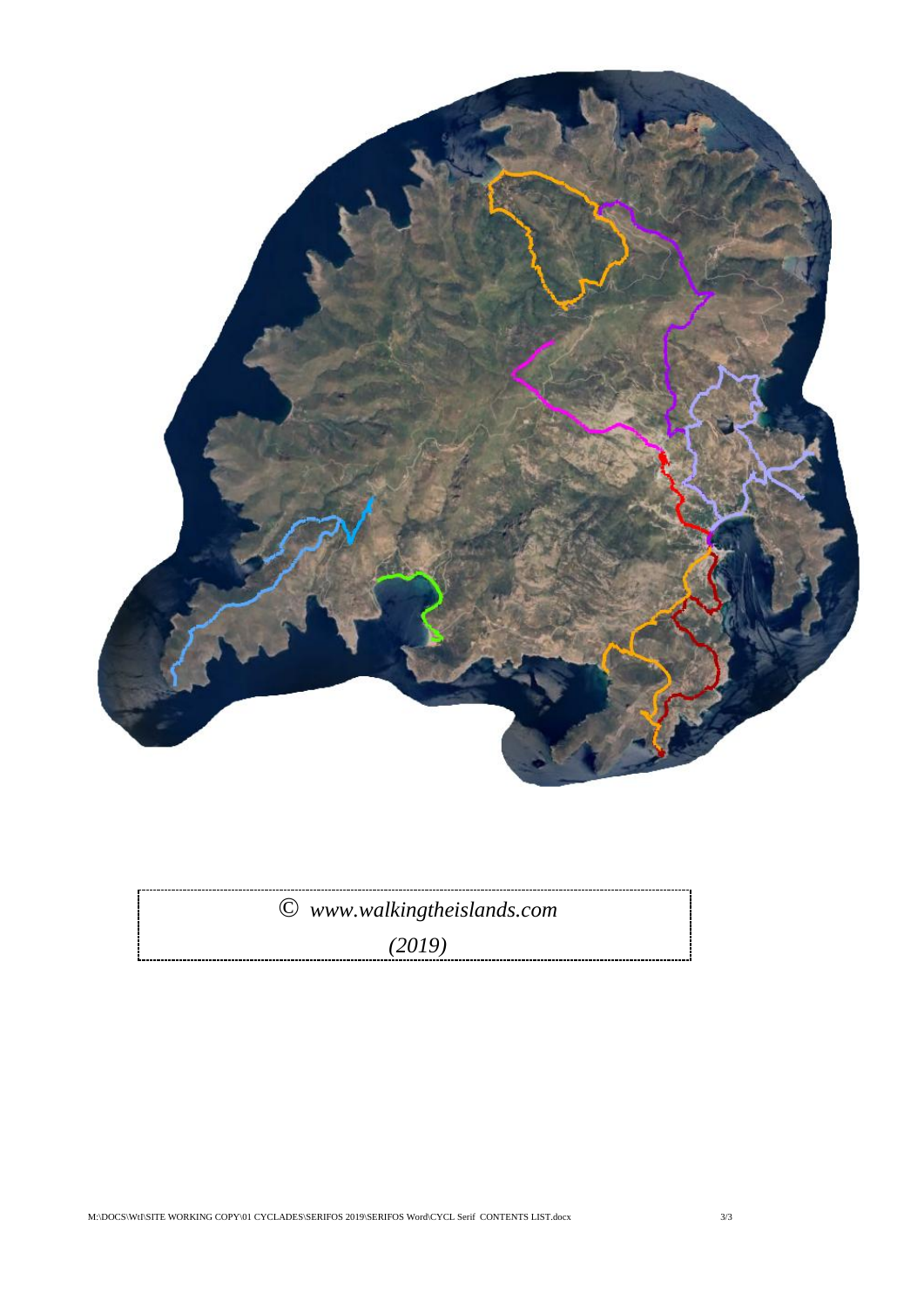© *www.walkingtheislands.com*

*(2019)*